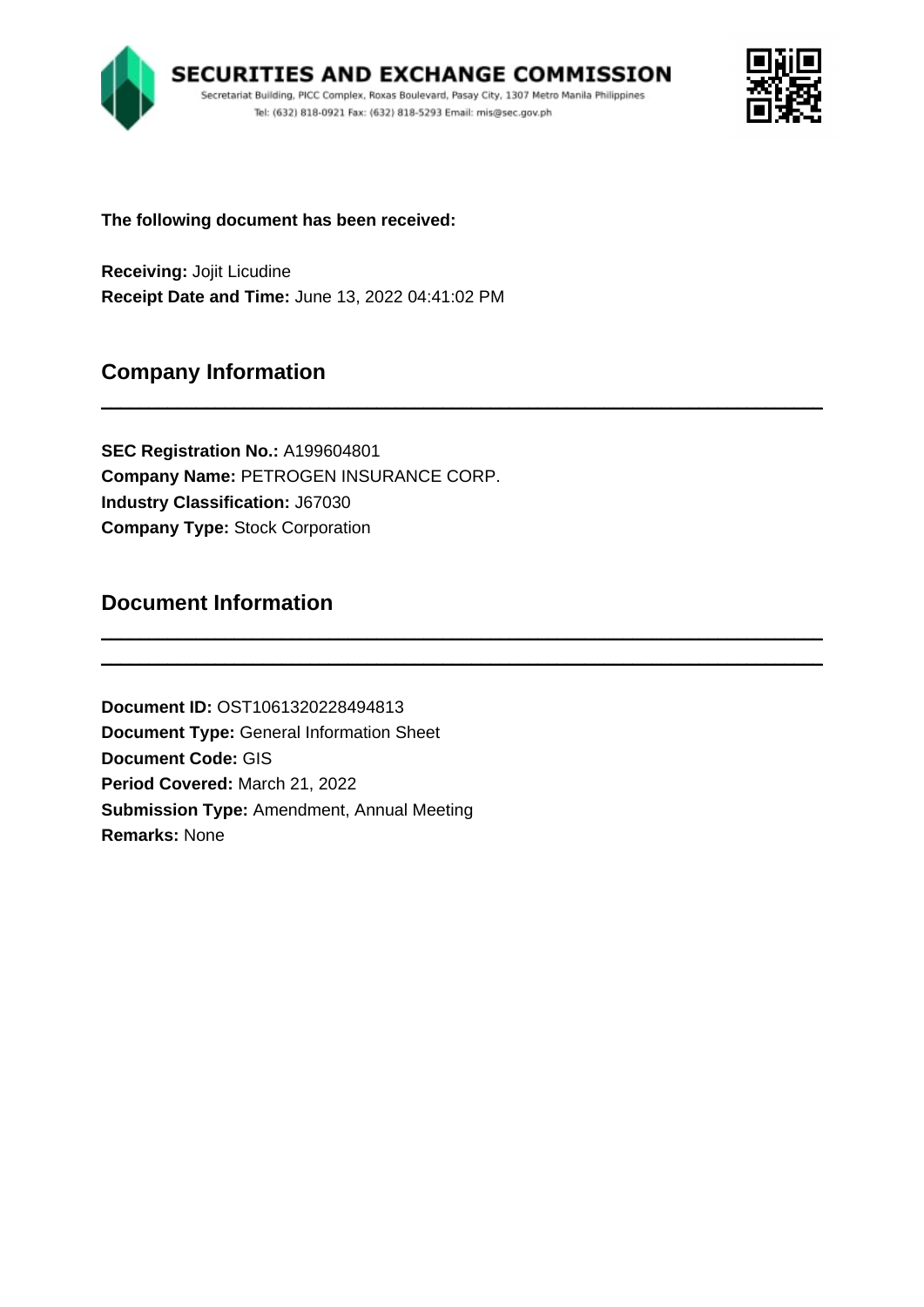**SECURITIES AND EXCHANGE COMMISSION**
Secretariat Building, PICC Complex, Roxas Boulevard, Pasay City, 1307 Metro Manila Philippines
Tel: (632) 818-0921 Fax: (632) 818-5293 Email: mis@sec.gov.ph

**The following document has been received:**

**Receiving:** Jojit Licudine
**Receipt Date and Time:** June 13, 2022 04:41:02 PM

## Company Information

**SEC Registration No.:** A199604801
**Company Name:** PETROGEN INSURANCE CORP.
**Industry Classification:** J67030
**Company Type:** Stock Corporation

## Document Information

**Document ID:** OST1061320228494813
**Document Type:** General Information Sheet
**Document Code:** GIS
**Period Covered:** March 21, 2022
**Submission Type:** Amendment, Annual Meeting
**Remarks:** None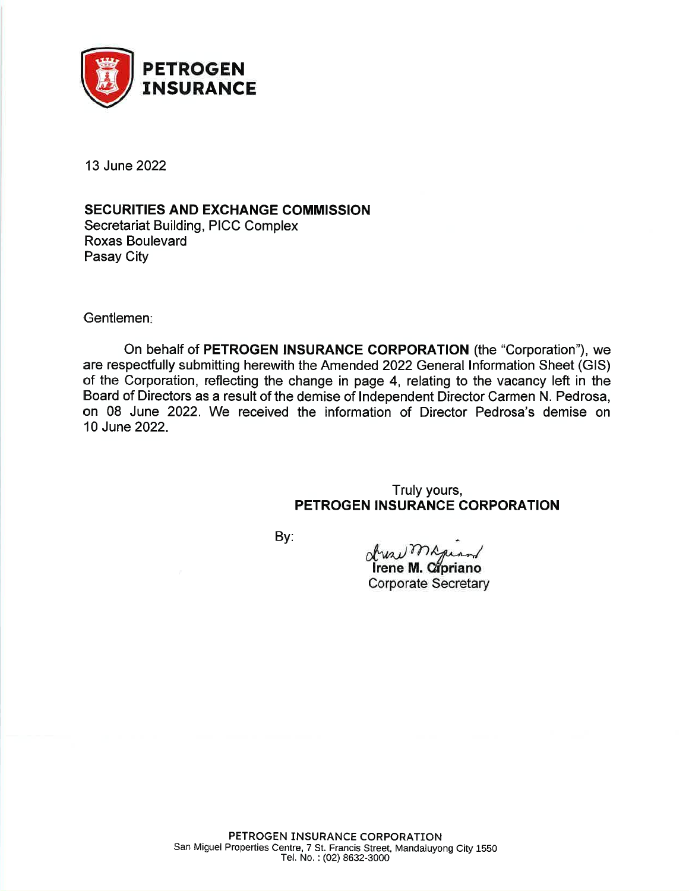**PETROGEN INSURANCE**

13 June 2022

**SECURITIES AND EXCHANGE COMMISSION**
Secretariat Building, PICC Complex
Roxas Boulevard
Pasay City

Gentlemen:

On behalf of **PETROGEN INSURANCE CORPORATION** (the "Corporation"), we are respectfully submitting herewith the Amended 2022 General Information Sheet (GIS) of the Corporation, reflecting the change in page 4, relating to the vacancy left in the Board of Directors as a result of the demise of Independent Director Carmen N. Pedrosa, on 08 June 2022. We received the information of Director Pedrosa's demise on 10 June 2022.

Truly yours,
**PETROGEN INSURANCE CORPORATION**

By:

**Irene M. Cipriano**
Corporate Secretary

**PETROGEN INSURANCE CORPORATION**
San Miguel Properties Centre, 7 St. Francis Street, Mandaluyong City 1550
Tel. No. : (02) 8632-3000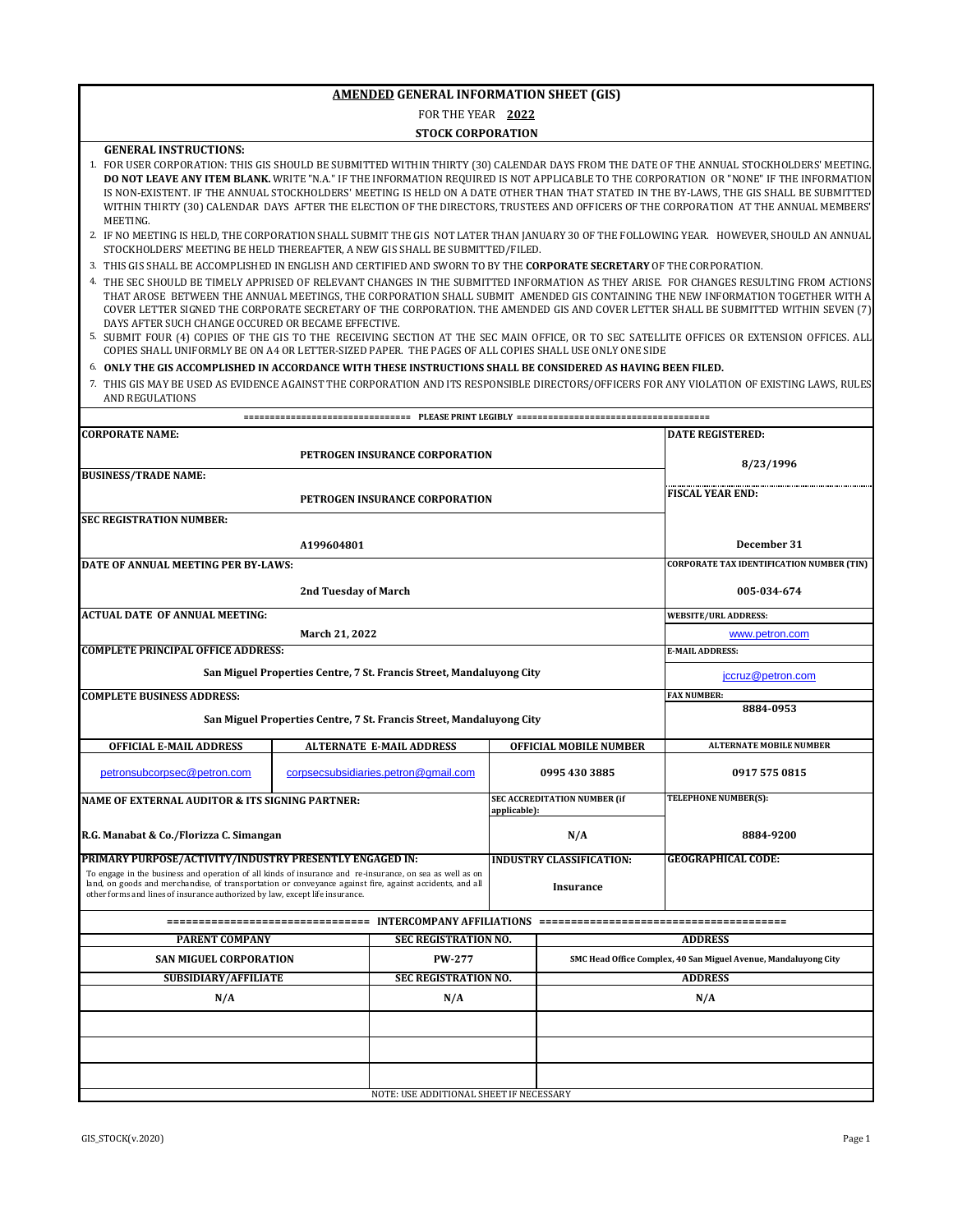# AMENDED GENERAL INFORMATION SHEET (GIS)

FOR THE YEAR **2022**

**STOCK CORPORATION**

**GENERAL INSTRUCTIONS:**

1. FOR USER CORPORATION: THIS GIS SHOULD BE SUBMITTED WITHIN THIRTY (30) CALENDAR DAYS FROM THE DATE OF THE ANNUAL STOCKHOLDERS' MEETING. **DO NOT LEAVE ANY ITEM BLANK.** WRITE "N.A." IF THE INFORMATION REQUIRED IS NOT APPLICABLE TO THE CORPORATION OR "NONE" IF THE INFORMATION IS NON-EXISTENT. IF THE ANNUAL STOCKHOLDERS' MEETING IS HELD ON A DATE OTHER THAN THAT STATED IN THE BY-LAWS, THE GIS SHALL BE SUBMITTED WITHIN THIRTY (30) CALENDAR DAYS AFTER THE ELECTION OF THE DIRECTORS, TRUSTEES AND OFFICERS OF THE CORPORATION AT THE ANNUAL MEMBERS' MEETING.
2. IF NO MEETING IS HELD, THE CORPORATION SHALL SUBMIT THE GIS NOT LATER THAN JANUARY 30 OF THE FOLLOWING YEAR. HOWEVER, SHOULD AN ANNUAL STOCKHOLDERS' MEETING BE HELD THEREAFTER, A NEW GIS SHALL BE SUBMITTED/FILED.
3. THIS GIS SHALL BE ACCOMPLISHED IN ENGLISH AND CERTIFIED AND SWORN TO BY THE **CORPORATE SECRETARY** OF THE CORPORATION.
4. THE SEC SHOULD BE TIMELY APPRISED OF RELEVANT CHANGES IN THE SUBMITTED INFORMATION AS THEY ARISE. FOR CHANGES RESULTING FROM ACTIONS THAT AROSE BETWEEN THE ANNUAL MEETINGS, THE CORPORATION SHALL SUBMIT AMENDED GIS CONTAINING THE NEW INFORMATION TOGETHER WITH A COVER LETTER SIGNED THE CORPORATE SECRETARY OF THE CORPORATION. THE AMENDED GIS AND COVER LETTER SHALL BE SUBMITTED WITHIN SEVEN (7) DAYS AFTER SUCH CHANGE OCCURED OR BECAME EFFECTIVE.
5. SUBMIT FOUR (4) COPIES OF THE GIS TO THE RECEIVING SECTION AT THE SEC MAIN OFFICE, OR TO SEC SATELLITE OFFICES OR EXTENSION OFFICES. ALL COPIES SHALL UNIFORMLY BE ON A4 OR LETTER-SIZED PAPER. THE PAGES OF ALL COPIES SHALL USE ONLY ONE SIDE
6. **ONLY THE GIS ACCOMPLISHED IN ACCORDANCE WITH THESE INSTRUCTIONS SHALL BE CONSIDERED AS HAVING BEEN FILED.**
7. THIS GIS MAY BE USED AS EVIDENCE AGAINST THE CORPORATION AND ITS RESPONSIBLE DIRECTORS/OFFICERS FOR ANY VIOLATION OF EXISTING LAWS, RULES AND REGULATIONS

=============================== PLEASE PRINT LEGIBLY ===================================

| Field | Value |
|---|---|
| **CORPORATE NAME:** | PETROGEN INSURANCE CORPORATION |
| **DATE REGISTERED:** | 8/23/1996 |
| **BUSINESS/TRADE NAME:** | PETROGEN INSURANCE CORPORATION |
| **FISCAL YEAR END:** | December 31 |
| **SEC REGISTRATION NUMBER:** | A199604801 |
| **DATE OF ANNUAL MEETING PER BY-LAWS:** | 2nd Tuesday of March |
| **CORPORATE TAX IDENTIFICATION NUMBER (TIN)** | 005-034-674 |
| **ACTUAL DATE OF ANNUAL MEETING:** | March 21, 2022 |
| **WEBSITE/URL ADDRESS:** | www.petron.com |
| **COMPLETE PRINCIPAL OFFICE ADDRESS:** | San Miguel Properties Centre, 7 St. Francis Street, Mandaluyong City |
| **E-MAIL ADDRESS:** | jccruz@petron.com |
| **COMPLETE BUSINESS ADDRESS:** | San Miguel Properties Centre, 7 St. Francis Street, Mandaluyong City |
| **FAX NUMBER:** | 8884-0953 |

| OFFICIAL E-MAIL ADDRESS | ALTERNATE E-MAIL ADDRESS | OFFICIAL MOBILE NUMBER | ALTERNATE MOBILE NUMBER |
|---|---|---|---|
| petronsubcorpsec@petron.com | corpsecsubsidiaries.petron@gmail.com | 0995 430 3885 | 0917 575 0815 |

| NAME OF EXTERNAL AUDITOR & ITS SIGNING PARTNER: | SEC ACCREDITATION NUMBER (if applicable): | TELEPHONE NUMBER(S): |
|---|---|---|
| R.G. Manabat & Co./Florizza C. Simangan | N/A | 8884-9200 |

| PRIMARY PURPOSE/ACTIVITY/INDUSTRY PRESENTLY ENGAGED IN: | INDUSTRY CLASSIFICATION: | GEOGRAPHICAL CODE: |
|---|---|---|
| To engage in the business and operation of all kinds of insurance and re-insurance, on sea as well as on land, on goods and merchandise, of transportation or conveyance against fire, against accidents, and all other forms and lines of insurance authorized by law, except life insurance. | Insurance | |

=============================== INTERCOMPANY AFFILIATIONS ===================================

| PARENT COMPANY | SEC REGISTRATION NO. | ADDRESS |
|---|---|---|
| SAN MIGUEL CORPORATION | PW-277 | SMC Head Office Complex, 40 San Miguel Avenue, Mandaluyong City |
| **SUBSIDIARY/AFFILIATE** | **SEC REGISTRATION NO.** | **ADDRESS** |
| N/A | N/A | N/A |
| | | |
| | | |
| | | |

NOTE: USE ADDITIONAL SHEET IF NECESSARY

GIS_STOCK(v.2020)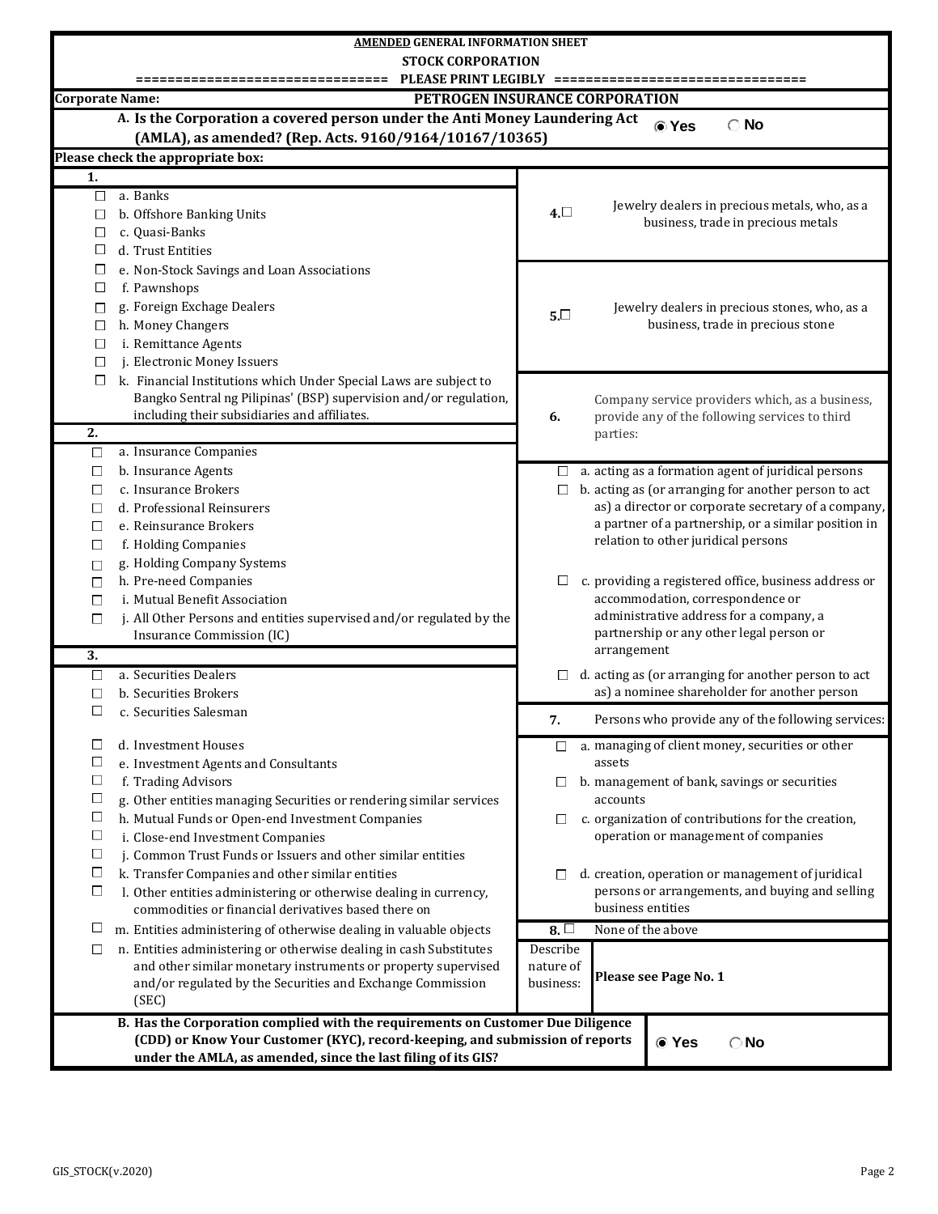**AMENDED GENERAL INFORMATION SHEET**

**STOCK CORPORATION**

=============================== PLEASE PRINT LEGIBLY ===============================

**Corporate Name:** **PETROGEN INSURANCE CORPORATION**

**A. Is the Corporation a covered person under the Anti Money Laundering Act (AMLA), as amended? (Rep. Acts. 9160/9164/10167/10365)** ◉ Yes ○ No

**Please check the appropriate box:**

**1.**

- ☐ a. Banks
- ☐ b. Offshore Banking Units
- ☐ c. Quasi-Banks
- ☐ d. Trust Entities
- ☐ e. Non-Stock Savings and Loan Associations
- ☐ f. Pawnshops
- ☐ g. Foreign Exchage Dealers
- ☐ h. Money Changers
- ☐ i. Remittance Agents
- ☐ j. Electronic Money Issuers
- ☐ k. Financial Institutions which Under Special Laws are subject to Bangko Sentral ng Pilipinas' (BSP) supervision and/or regulation, including their subsidiaries and affiliates.

**2.**

- ☐ a. Insurance Companies
- ☐ b. Insurance Agents
- ☐ c. Insurance Brokers
- ☐ d. Professional Reinsurers
- ☐ e. Reinsurance Brokers
- ☐ f. Holding Companies
- ☐ g. Holding Company Systems
- ☐ h. Pre-need Companies
- ☐ i. Mutual Benefit Association
- ☐ j. All Other Persons and entities supervised and/or regulated by the Insurance Commission (IC)

**3.**

- ☐ a. Securities Dealers
- ☐ b. Securities Brokers
- ☐ c. Securities Salesman
- ☐ d. Investment Houses
- ☐ e. Investment Agents and Consultants
- ☐ f. Trading Advisors
- ☐ g. Other entities managing Securities or rendering similar services
- ☐ h. Mutual Funds or Open-end Investment Companies
- ☐ i. Close-end Investment Companies
- ☐ j. Common Trust Funds or Issuers and other similar entities
- ☐ k. Transfer Companies and other similar entities
- ☐ l. Other entities administering or otherwise dealing in currency, commodities or financial derivatives based there on
- ☐ m. Entities administering of otherwise dealing in valuable objects
- ☐ n. Entities administering or otherwise dealing in cash Substitutes and other similar monetary instruments or property supervised and/or regulated by the Securities and Exchange Commission (SEC)

**4.** ☐ Jewelry dealers in precious metals, who, as a business, trade in precious metals

**5.** ☐ Jewelry dealers in precious stones, who, as a business, trade in precious stone

**6.** Company service providers which, as a business, provide any of the following services to third parties:

- ☐ a. acting as a formation agent of juridical persons
- ☐ b. acting as (or arranging for another person to act as) a director or corporate secretary of a company, a partner of a partnership, or a similar position in relation to other juridical persons
- ☐ c. providing a registered office, business address or accommodation, correspondence or administrative address for a company, a partnership or any other legal person or arrangement
- ☐ d. acting as (or arranging for another person to act as) a nominee shareholder for another person

**7.** Persons who provide any of the following services:

- ☐ a. managing of client money, securities or other assets
- ☐ b. management of bank, savings or securities accounts
- ☐ c. organization of contributions for the creation, operation or management of companies
- ☐ d. creation, operation or management of juridical persons or arrangements, and buying and selling business entities

**8.** ☐ None of the above

Describe nature of business: **Please see Page No. 1**

**B. Has the Corporation complied with the requirements on Customer Due Diligence (CDD) or Know Your Customer (KYC), record-keeping, and submission of reports under the AMLA, as amended, since the last filing of its GIS?** ◉ Yes ○ No

GIS_STOCK(v.2020)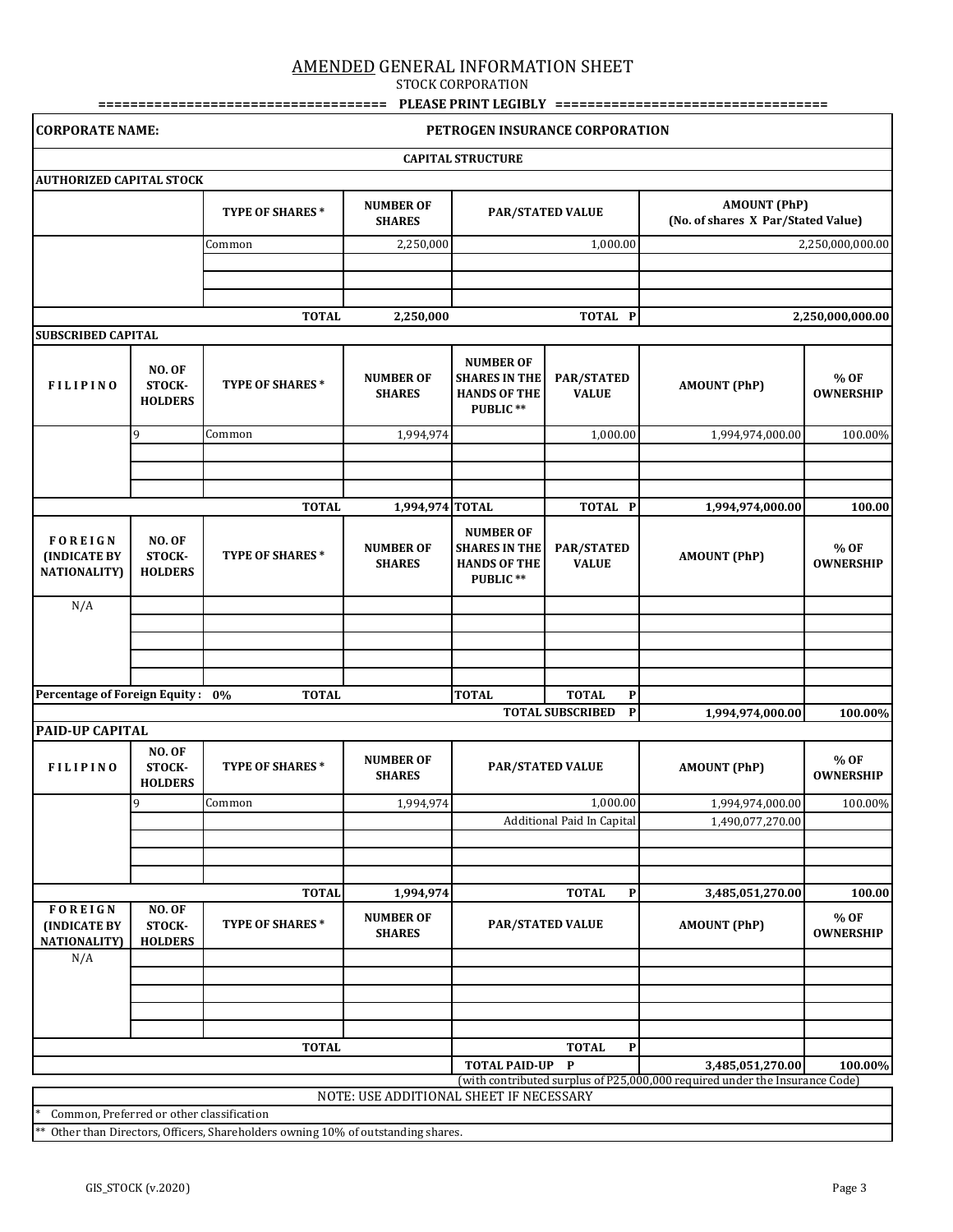# AMENDED GENERAL INFORMATION SHEET

STOCK CORPORATION

=================================== PLEASE PRINT LEGIBLY =================================

| CORPORATE NAME: | PETROGEN INSURANCE CORPORATION |
|---|---|

**CAPITAL STRUCTURE**

**AUTHORIZED CAPITAL STOCK**

| | TYPE OF SHARES * | NUMBER OF SHARES | PAR/STATED VALUE | AMOUNT (PhP) (No. of shares X Par/Stated Value) |
|---|---|---|---|---|
| | Common | 2,250,000 | 1,000.00 | 2,250,000,000.00 |
| | | | | |
| | | | | |
| | | | | |
| | TOTAL | 2,250,000 | TOTAL P | 2,250,000,000.00 |

**SUBSCRIBED CAPITAL**

| FILIPINO | NO. OF STOCK-HOLDERS | TYPE OF SHARES * | NUMBER OF SHARES | NUMBER OF SHARES IN THE HANDS OF THE PUBLIC ** | PAR/STATED VALUE | AMOUNT (PhP) | % OF OWNERSHIP |
|---|---|---|---|---|---|---|---|
| | 9 | Common | 1,994,974 | | 1,000.00 | 1,994,974,000.00 | 100.00% |
| | | | | | | | |
| | | | | | | | |
| | | | | | | | |
| | | TOTAL | 1,994,974 | TOTAL | TOTAL P | 1,994,974,000.00 | 100.00 |

| FOREIGN (INDICATE BY NATIONALITY) | NO. OF STOCK-HOLDERS | TYPE OF SHARES * | NUMBER OF SHARES | NUMBER OF SHARES IN THE HANDS OF THE PUBLIC ** | PAR/STATED VALUE | AMOUNT (PhP) | % OF OWNERSHIP |
|---|---|---|---|---|---|---|---|
| N/A | | | | | | | |
| | | | | | | | |
| | | | | | | | |
| | | | | | | | |
| | | | | | | | |
| Percentage of Foreign Equity : 0% | | TOTAL | | TOTAL | TOTAL P | | |
| | | | | | TOTAL SUBSCRIBED P | 1,994,974,000.00 | 100.00% |

**PAID-UP CAPITAL**

| FILIPINO | NO. OF STOCK-HOLDERS | TYPE OF SHARES * | NUMBER OF SHARES | PAR/STATED VALUE | AMOUNT (PhP) | % OF OWNERSHIP |
|---|---|---|---|---|---|---|
| | 9 | Common | 1,994,974 | 1,000.00 | 1,994,974,000.00 | 100.00% |
| | | | | Additional Paid In Capital | 1,490,077,270.00 | |
| | | | | | | |
| | | | | | | |
| | | | | | | |
| | | TOTAL | 1,994,974 | TOTAL P | 3,485,051,270.00 | 100.00 |

| FOREIGN (INDICATE BY NATIONALITY) | NO. OF STOCK-HOLDERS | TYPE OF SHARES * | NUMBER OF SHARES | PAR/STATED VALUE | AMOUNT (PhP) | % OF OWNERSHIP |
|---|---|---|---|---|---|---|
| N/A | | | | | | |
| | | | | | | |
| | | | | | | |
| | | | | | | |
| | | | | | | |
| | | TOTAL | | TOTAL P | | |
| | | | | TOTAL PAID-UP P | 3,485,051,270.00 | 100.00% |

(with contributed surplus of P25,000,000 required under the Insurance Code)

NOTE: USE ADDITIONAL SHEET IF NECESSARY

\* Common, Preferred or other classification

** Other than Directors, Officers, Shareholders owning 10% of outstanding shares.

GIS_STOCK (v.2020)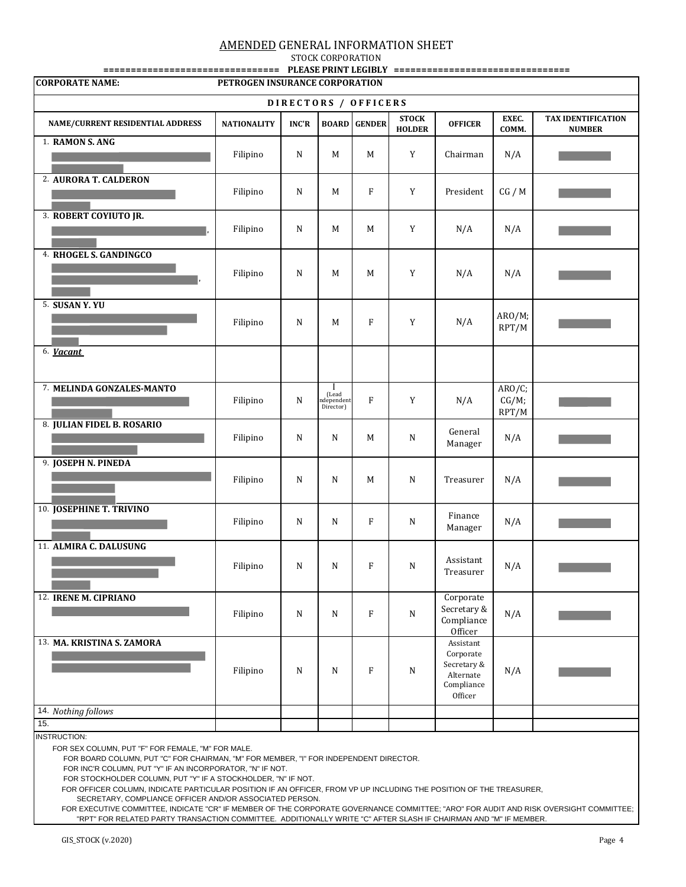# AMENDED GENERAL INFORMATION SHEET

STOCK CORPORATION

=============================== PLEASE PRINT LEGIBLY ===============================

**CORPORATE NAME:** PETROGEN INSURANCE CORPORATION

**D I R E C T O R S / O F F I C E R S**

| NAME/CURRENT RESIDENTIAL ADDRESS | NATIONALITY | INC'R | BOARD | GENDER | STOCK HOLDER | OFFICER | EXEC. COMM. | TAX IDENTIFICATION NUMBER |
|---|---|---|---|---|---|---|---|---|
| 1. **RAMON S. ANG** | Filipino | N | M | M | Y | Chairman | N/A | |
| 2. **AURORA T. CALDERON** | Filipino | N | M | F | Y | President | CG / M | |
| 3. **ROBERT COYIUTO JR.** | Filipino | N | M | M | Y | N/A | N/A | |
| 4. **RHOGEL S. GANDINGCO** | Filipino | N | M | M | Y | N/A | N/A | |
| 5. **SUSAN Y. YU** | Filipino | N | M | F | Y | N/A | ARO/M; RPT/M | |
| 6. ***Vacant*** | | | | | | | | |
| 7. **MELINDA GONZALES-MANTO** | Filipino | N | I (Lead Independent Director) | F | Y | N/A | ARO/C; CG/M; RPT/M | |
| 8. **JULIAN FIDEL B. ROSARIO** | Filipino | N | N | M | N | General Manager | N/A | |
| 9. **JOSEPH N. PINEDA** | Filipino | N | N | M | N | Treasurer | N/A | |
| 10. **JOSEPHINE T. TRIVINO** | Filipino | N | N | F | N | Finance Manager | N/A | |
| 11. **ALMIRA C. DALUSUNG** | Filipino | N | N | F | N | Assistant Treasurer | N/A | |
| 12. **IRENE M. CIPRIANO** | Filipino | N | N | F | N | Corporate Secretary & Compliance Officer | N/A | |
| 13. **MA. KRISTINA S. ZAMORA** | Filipino | N | N | F | N | Assistant Corporate Secretary & Alternate Compliance Officer | N/A | |
| 14. *Nothing follows* | | | | | | | | |
| 15. | | | | | | | | |

INSTRUCTION:

FOR SEX COLUMN, PUT "F" FOR FEMALE, "M" FOR MALE.

FOR BOARD COLUMN, PUT "C" FOR CHAIRMAN, "M" FOR MEMBER, "I" FOR INDEPENDENT DIRECTOR.

FOR INC'R COLUMN, PUT "Y" IF AN INCORPORATOR, "N" IF NOT.

FOR STOCKHOLDER COLUMN, PUT "Y" IF A STOCKHOLDER, "N" IF NOT.

FOR OFFICER COLUMN, INDICATE PARTICULAR POSITION IF AN OFFICER, FROM VP UP INCLUDING THE POSITION OF THE TREASURER, SECRETARY, COMPLIANCE OFFICER AND/OR ASSOCIATED PERSON.

FOR EXECUTIVE COMMITTEE, INDICATE "CR" IF MEMBER OF THE CORPORATE GOVERNANCE COMMITTEE; "ARO" FOR AUDIT AND RISK OVERSIGHT COMMITTEE; "RPT" FOR RELATED PARTY TRANSACTION COMMITTEE. ADDITIONALLY WRITE "C" AFTER SLASH IF CHAIRMAN AND "M" IF MEMBER.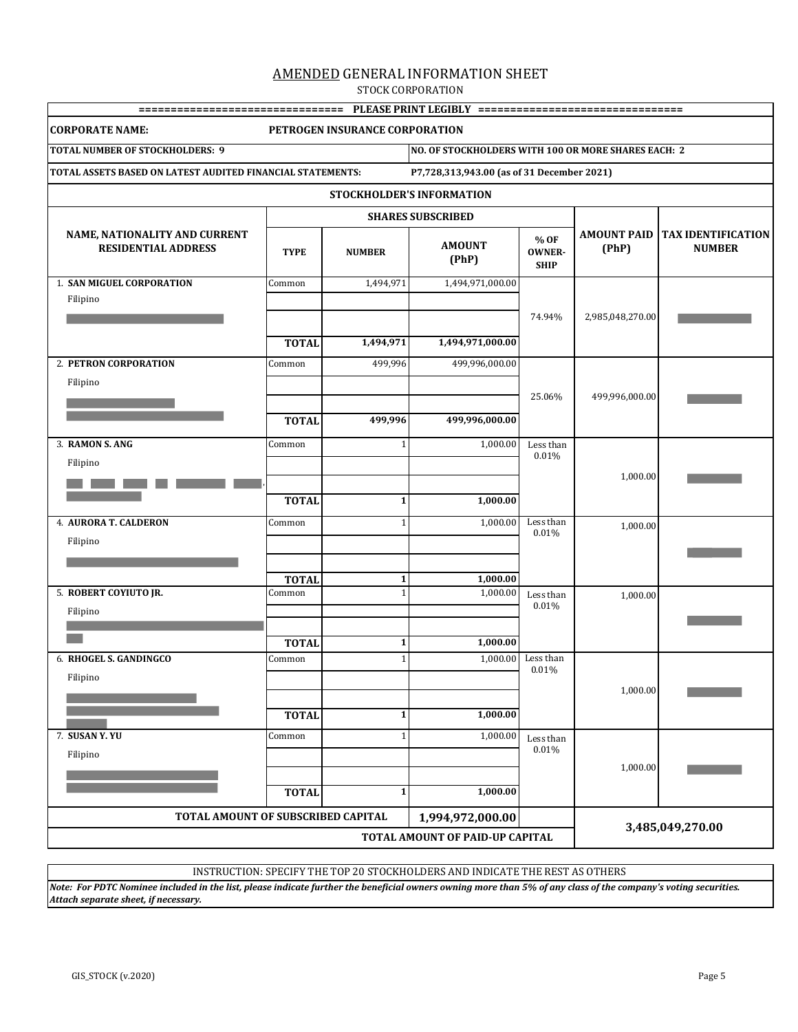# AMENDED GENERAL INFORMATION SHEET

STOCK CORPORATION

=============================== PLEASE PRINT LEGIBLY ===============================

**CORPORATE NAME:** PETROGEN INSURANCE CORPORATION

**TOTAL NUMBER OF STOCKHOLDERS: 9**

**NO. OF STOCKHOLDERS WITH 100 OR MORE SHARES EACH: 2**

**TOTAL ASSETS BASED ON LATEST AUDITED FINANCIAL STATEMENTS:** P7,728,313,943.00 (as of 31 December 2021)

## STOCKHOLDER'S INFORMATION

| NAME, NATIONALITY AND CURRENT RESIDENTIAL ADDRESS | SHARES SUBSCRIBED | | | | AMOUNT PAID (PhP) | TAX IDENTIFICATION NUMBER |
|---|---|---|---|---|---|---|
| | TYPE | NUMBER | AMOUNT (PhP) | % OF OWNER-SHIP | | |
| 1. **SAN MIGUEL CORPORATION** Filipino | Common | 1,494,971 | 1,494,971,000.00 | 74.94% | 2,985,048,270.00 | |
| | **TOTAL** | **1,494,971** | **1,494,971,000.00** | | | |
| 2. **PETRON CORPORATION** Filipino | Common | 499,996 | 499,996,000.00 | 25.06% | 499,996,000.00 | |
| | **TOTAL** | **499,996** | **499,996,000.00** | | | |
| 3. **RAMON S. ANG** Filipino | Common | 1 | 1,000.00 | Less than 0.01% | 1,000.00 | |
| | **TOTAL** | **1** | **1,000.00** | | | |
| 4. **AURORA T. CALDERON** Filipino | Common | 1 | 1,000.00 | Less than 0.01% | 1,000.00 | |
| | **TOTAL** | **1** | **1,000.00** | | | |
| 5. **ROBERT COYIUTO JR.** Filipino | Common | 1 | 1,000.00 | Less than 0.01% | 1,000.00 | |
| | **TOTAL** | **1** | **1,000.00** | | | |
| 6. **RHOGEL S. GANDINGCO** Filipino | Common | 1 | 1,000.00 | Less than 0.01% | 1,000.00 | |
| | **TOTAL** | **1** | **1,000.00** | | | |
| 7. **SUSAN Y. YU** Filipino | Common | 1 | 1,000.00 | Less than 0.01% | 1,000.00 | |
| | **TOTAL** | **1** | **1,000.00** | | | |
| **TOTAL AMOUNT OF SUBSCRIBED CAPITAL** | | | **1,994,972,000.00** | | | |
| **TOTAL AMOUNT OF PAID-UP CAPITAL** | | | | | **3,485,049,270.00** | |

INSTRUCTION: SPECIFY THE TOP 20 STOCKHOLDERS AND INDICATE THE REST AS OTHERS

***Note: For PDTC Nominee included in the list, please indicate further the beneficial owners owning more than 5% of any class of the company's voting securities. Attach separate sheet, if necessary.***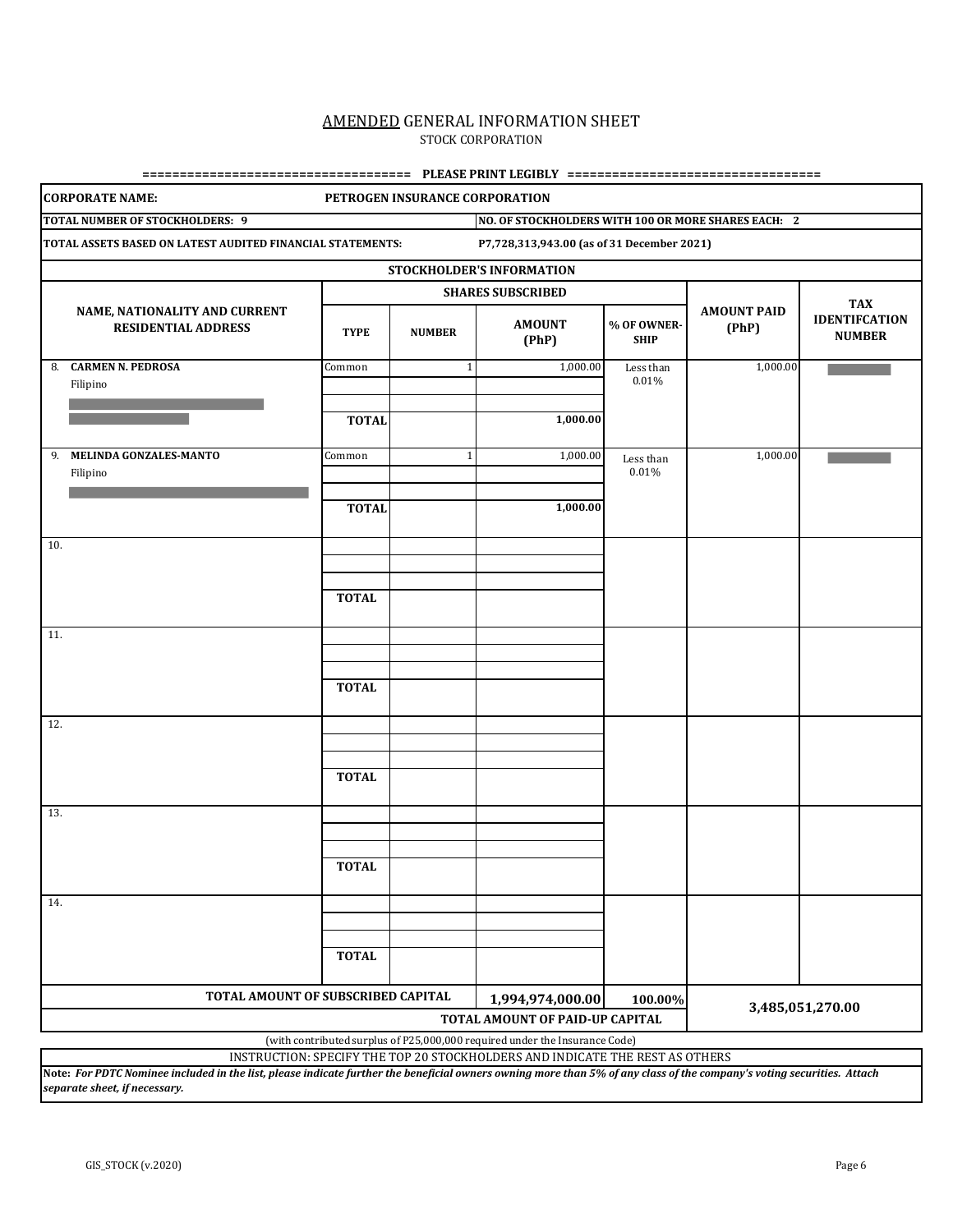# AMENDED GENERAL INFORMATION SHEET

STOCK CORPORATION

=================================== PLEASE PRINT LEGIBLY =================================

| CORPORATE NAME: | PETROGEN INSURANCE CORPORATION | | | | | |
|---|---|---|---|---|---|---|
| TOTAL NUMBER OF STOCKHOLDERS: 9 | | | NO. OF STOCKHOLDERS WITH 100 OR MORE SHARES EACH: 2 | | | |
| TOTAL ASSETS BASED ON LATEST AUDITED FINANCIAL STATEMENTS: | | | P7,728,313,943.00 (as of 31 December 2021) | | | |

**STOCKHOLDER'S INFORMATION**

| NAME, NATIONALITY AND CURRENT RESIDENTIAL ADDRESS | SHARES SUBSCRIBED | | | | AMOUNT PAID (PhP) | TAX IDENTIFCATION NUMBER |
|---|---|---|---|---|---|---|
| | TYPE | NUMBER | AMOUNT (PhP) | % OF OWNER-SHIP | | |
| 8. **CARMEN N. PEDROSA** Filipino | Common | 1 | 1,000.00 | Less than 0.01% | 1,000.00 | |
| | **TOTAL** | | **1,000.00** | | | |
| 9. **MELINDA GONZALES-MANTO** Filipino | Common | 1 | 1,000.00 | Less than 0.01% | 1,000.00 | |
| | **TOTAL** | | **1,000.00** | | | |
| 10. | | | | | | |
| | **TOTAL** | | | | | |
| 11. | | | | | | |
| | **TOTAL** | | | | | |
| 12. | | | | | | |
| | **TOTAL** | | | | | |
| 13. | | | | | | |
| | **TOTAL** | | | | | |
| 14. | | | | | | |
| | **TOTAL** | | | | | |
| **TOTAL AMOUNT OF SUBSCRIBED CAPITAL** | | | **1,994,974,000.00** | **100.00%** | **3,485,051,270.00** | |
| | | | **TOTAL AMOUNT OF PAID-UP CAPITAL** | | | |

(with contributed surplus of P25,000,000 required under the Insurance Code)

INSTRUCTION: SPECIFY THE TOP 20 STOCKHOLDERS AND INDICATE THE REST AS OTHERS

**Note:** ***For PDTC Nominee included in the list, please indicate further the beneficial owners owning more than 5% of any class of the company's voting securities. Attach separate sheet, if necessary.***

GIS_STOCK (v.2020)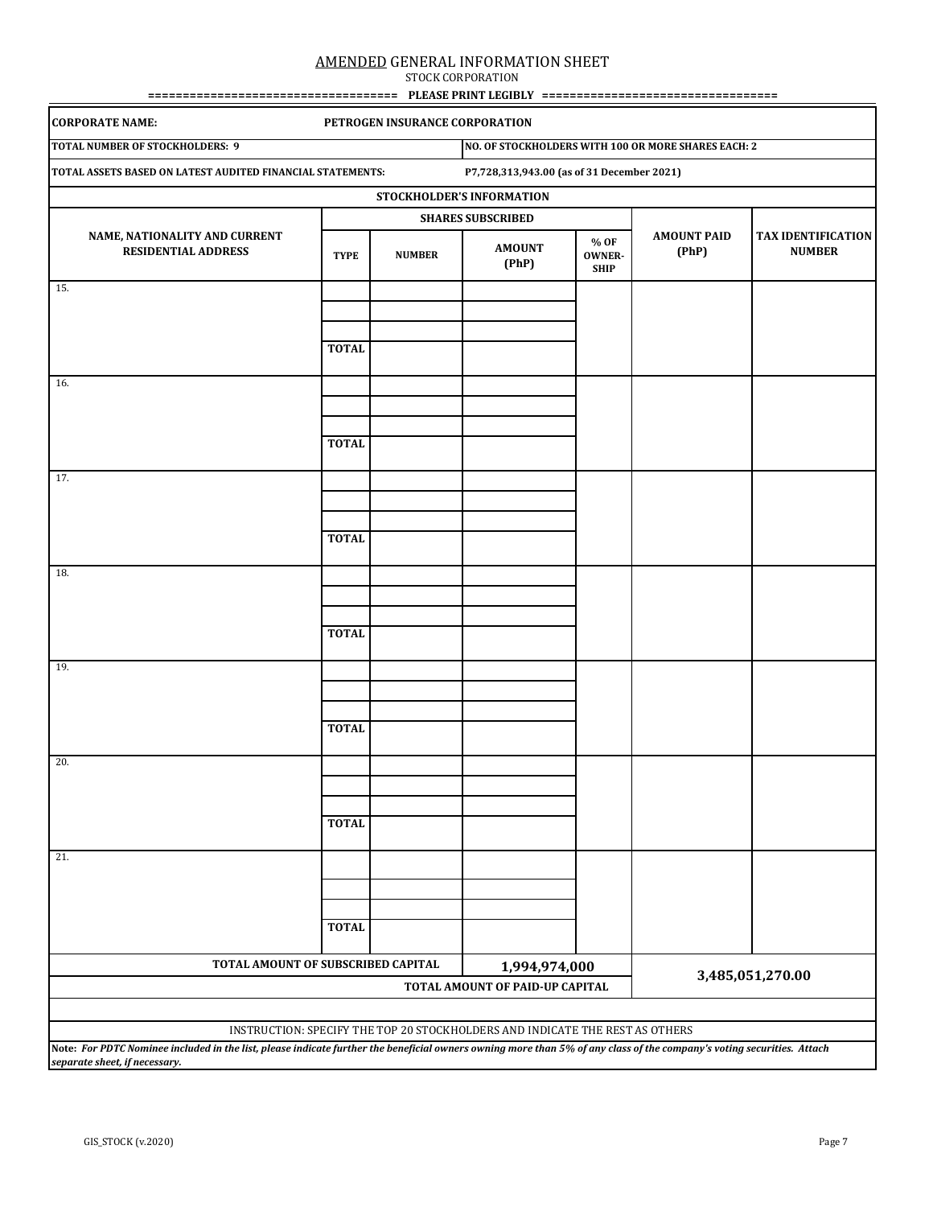# AMENDED GENERAL INFORMATION SHEET

STOCK CORPORATION

=================================== PLEASE PRINT LEGIBLY =================================

| **CORPORATE NAME:** | **PETROGEN INSURANCE CORPORATION** | | | | | |
|---|---|---|---|---|---|---|
| **TOTAL NUMBER OF STOCKHOLDERS: 9** | | | **NO. OF STOCKHOLDERS WITH 100 OR MORE SHARES EACH: 2** | | | |
| **TOTAL ASSETS BASED ON LATEST AUDITED FINANCIAL STATEMENTS:** | | | **P7,728,313,943.00 (as of 31 December 2021)** | | | |

**STOCKHOLDER'S INFORMATION**

| NAME, NATIONALITY AND CURRENT RESIDENTIAL ADDRESS | SHARES SUBSCRIBED | | | | AMOUNT PAID (PhP) | TAX IDENTIFICATION NUMBER |
|---|---|---|---|---|---|---|
| | TYPE | NUMBER | AMOUNT (PhP) | % OF OWNER-SHIP | | |
| 15. | | | | | | |
| | | | | | | |
| | | | | | | |
| | **TOTAL** | | | | | |
| 16. | | | | | | |
| | | | | | | |
| | | | | | | |
| | **TOTAL** | | | | | |
| 17. | | | | | | |
| | | | | | | |
| | | | | | | |
| | **TOTAL** | | | | | |
| 18. | | | | | | |
| | | | | | | |
| | | | | | | |
| | **TOTAL** | | | | | |
| 19. | | | | | | |
| | | | | | | |
| | | | | | | |
| | **TOTAL** | | | | | |
| 20. | | | | | | |
| | | | | | | |
| | | | | | | |
| | **TOTAL** | | | | | |
| 21. | | | | | | |
| | | | | | | |
| | | | | | | |
| | **TOTAL** | | | | | |
| **TOTAL AMOUNT OF SUBSCRIBED CAPITAL** | | | **1,994,974,000** | | **3,485,051,270.00** | |
| | | | **TOTAL AMOUNT OF PAID-UP CAPITAL** | | | |

INSTRUCTION: SPECIFY THE TOP 20 STOCKHOLDERS AND INDICATE THE REST AS OTHERS

**Note:** ***For PDTC Nominee included in the list, please indicate further the beneficial owners owning more than 5% of any class of the company's voting securities. Attach separate sheet, if necessary.***

GIS_STOCK (v.2020)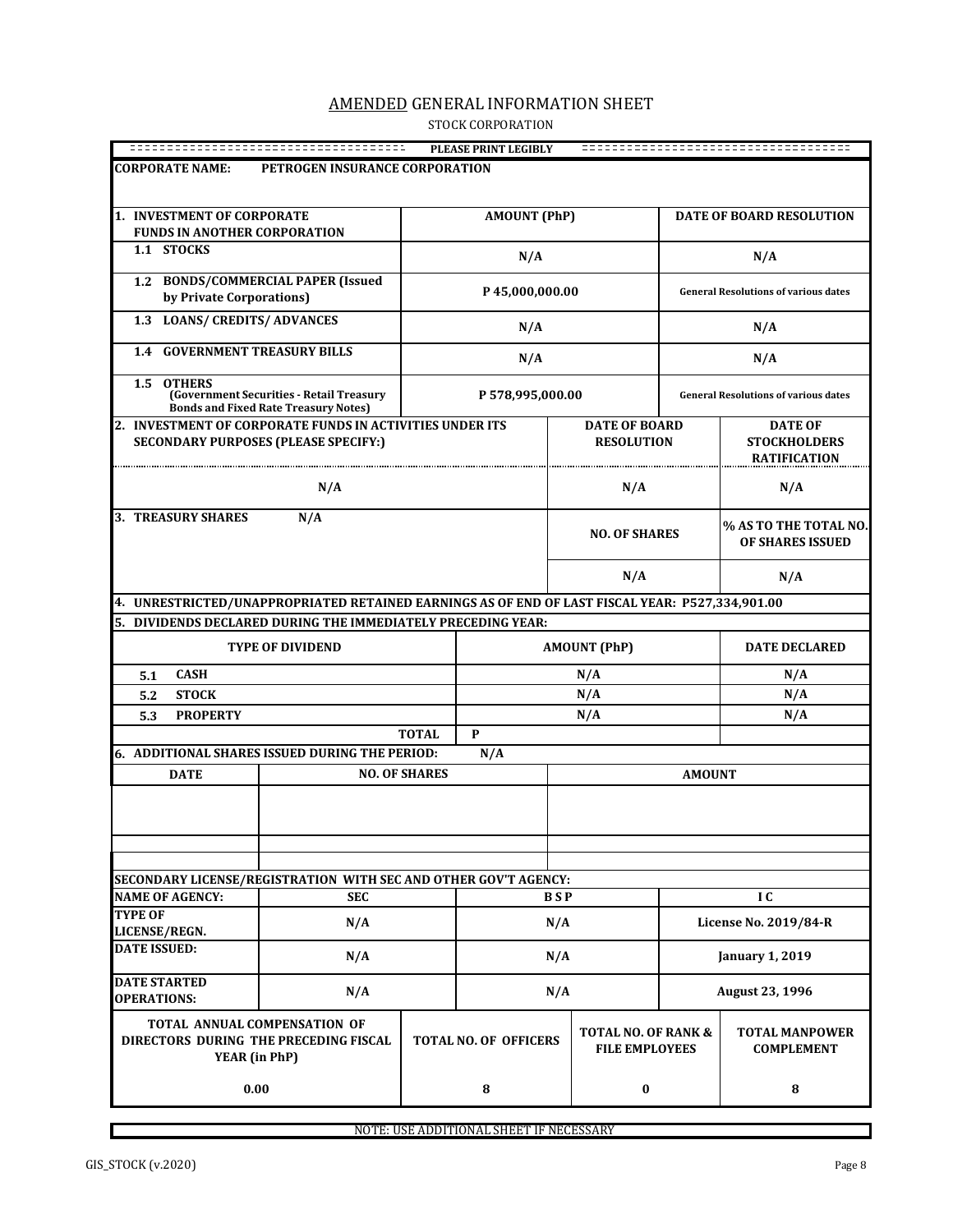# AMENDED GENERAL INFORMATION SHEET

STOCK CORPORATION

PLEASE PRINT LEGIBLY

**CORPORATE NAME:** PETROGEN INSURANCE CORPORATION

| 1. INVESTMENT OF CORPORATE FUNDS IN ANOTHER CORPORATION | AMOUNT (PhP) | DATE OF BOARD RESOLUTION |
|---|---|---|
| 1.1 STOCKS | N/A | N/A |
| 1.2 BONDS/COMMERCIAL PAPER (Issued by Private Corporations) | P 45,000,000.00 | General Resolutions of various dates |
| 1.3 LOANS/ CREDITS/ ADVANCES | N/A | N/A |
| 1.4 GOVERNMENT TREASURY BILLS | N/A | N/A |
| 1.5 OTHERS (Government Securities - Retail Treasury Bonds and Fixed Rate Treasury Notes) | P 578,995,000.00 | General Resolutions of various dates |

| 2. INVESTMENT OF CORPORATE FUNDS IN ACTIVITIES UNDER ITS SECONDARY PURPOSES (PLEASE SPECIFY:) | DATE OF BOARD RESOLUTION | DATE OF STOCKHOLDERS RATIFICATION |
|---|---|---|
| N/A | N/A | N/A |

| 3. TREASURY SHARES N/A | NO. OF SHARES | % AS TO THE TOTAL NO. OF SHARES ISSUED |
|---|---|---|
| | N/A | N/A |

**4. UNRESTRICTED/UNAPPROPRIATED RETAINED EARNINGS AS OF END OF LAST FISCAL YEAR: P527,334,901.00**

**5. DIVIDENDS DECLARED DURING THE IMMEDIATELY PRECEDING YEAR:**

| TYPE OF DIVIDEND | AMOUNT (PhP) | DATE DECLARED |
|---|---|---|
| 5.1 CASH | N/A | N/A |
| 5.2 STOCK | N/A | N/A |
| 5.3 PROPERTY | N/A | N/A |
| TOTAL | P | |

**6. ADDITIONAL SHARES ISSUED DURING THE PERIOD:** N/A

| DATE | NO. OF SHARES | AMOUNT |
|---|---|---|
| | | |
| | | |
| | | |

**SECONDARY LICENSE/REGISTRATION WITH SEC AND OTHER GOV'T AGENCY:**

| NAME OF AGENCY: | SEC | B S P | I C |
|---|---|---|---|
| TYPE OF LICENSE/REGN. | N/A | N/A | License No. 2019/84-R |
| DATE ISSUED: | N/A | N/A | January 1, 2019 |
| DATE STARTED OPERATIONS: | N/A | N/A | August 23, 1996 |

| TOTAL ANNUAL COMPENSATION OF DIRECTORS DURING THE PRECEDING FISCAL YEAR (in PhP) | TOTAL NO. OF OFFICERS | TOTAL NO. OF RANK & FILE EMPLOYEES | TOTAL MANPOWER COMPLEMENT |
|---|---|---|---|
| 0.00 | 8 | 0 | 8 |

NOTE: USE ADDITIONAL SHEET IF NECESSARY

GIS_STOCK (v.2020)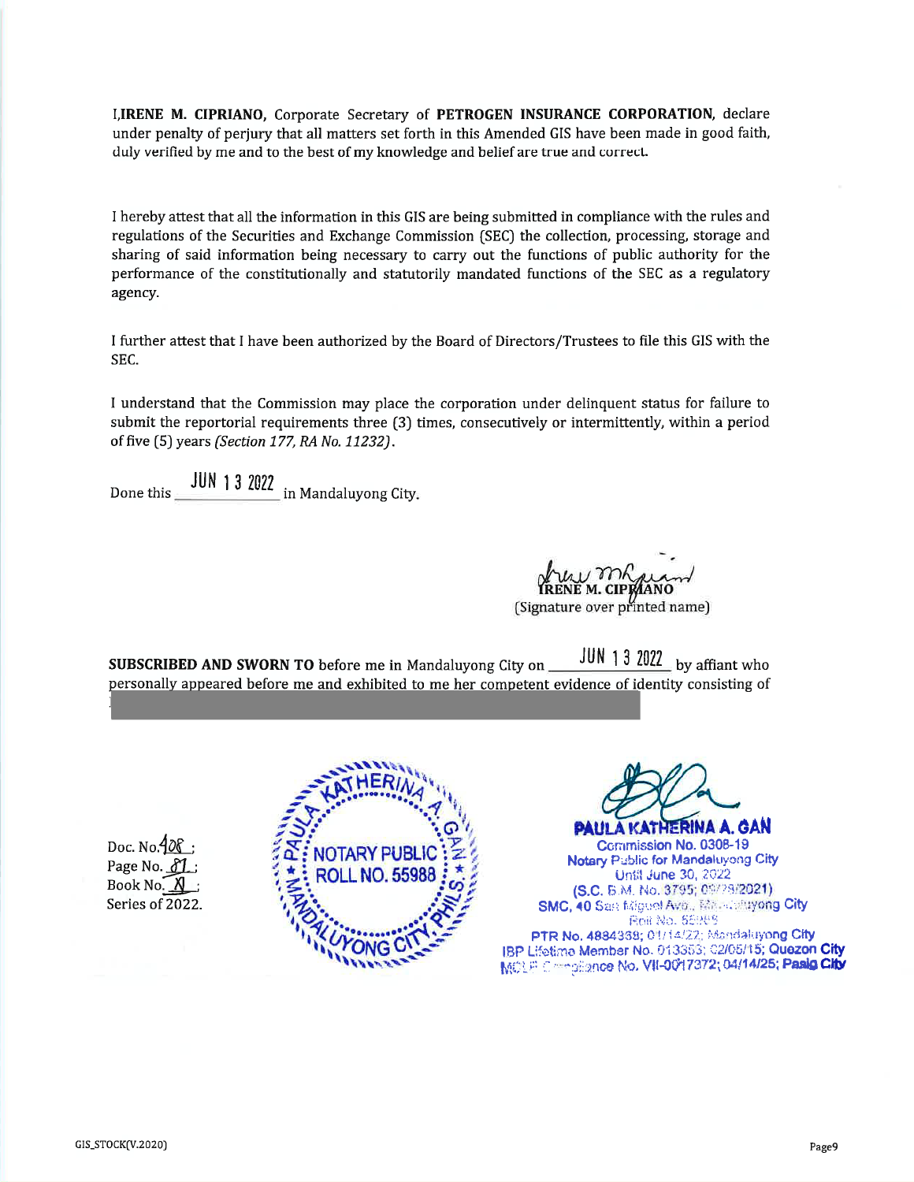I,**IRENE M. CIPRIANO,** Corporate Secretary of **PETROGEN INSURANCE CORPORATION,** declare under penalty of perjury that all matters set forth in this Amended GIS have been made in good faith, duly verified by me and to the best of my knowledge and belief are true and correct.

I hereby attest that all the information in this GIS are being submitted in compliance with the rules and regulations of the Securities and Exchange Commission (SEC) the collection, processing, storage and sharing of said information being necessary to carry out the functions of public authority for the performance of the constitutionally and statutorily mandated functions of the SEC as a regulatory agency.

I further attest that I have been authorized by the Board of Directors/Trustees to file this GIS with the SEC.

I understand that the Commission may place the corporation under delinquent status for failure to submit the reportorial requirements three (3) times, consecutively or intermittently, within a period of five (5) years *(Section 177, RA No. 11232)*.

Done this JUN 13 2022 in Mandaluyong City.

**IRENE M. CIPRIANO**
(Signature over printed name)

**SUBSCRIBED AND SWORN TO** before me in Mandaluyong City on JUN 13 2022 by affiant who personally appeared before me and exhibited to me her competent evidence of identity consisting of

Doc. No. 408 ;
Page No. 81 ;
Book No. XI ;
Series of 2022.

NOTARY PUBLIC
ROLL NO. 55988
PAULA KATHERINA A. GAN
MANDALUYONG CITY, PHILS.

**PAULA KATHERINA A. GAN**
Commission No. 0308-19
Notary Public for Mandaluyong City
Until June 30, 2022
(S.C. B.M. No. 3795; 09/29/2021)
SMC, 40 San Miguel Ave., Mandaluyong City
Roll No. 55988
PTR No. 4884368; 01/14/22; Mandaluyong City
IBP Lifetime Member No. 013353; 02/05/15; Quezon City
MCLE Compliance No. VII-0017372; 04/14/25; Pasig City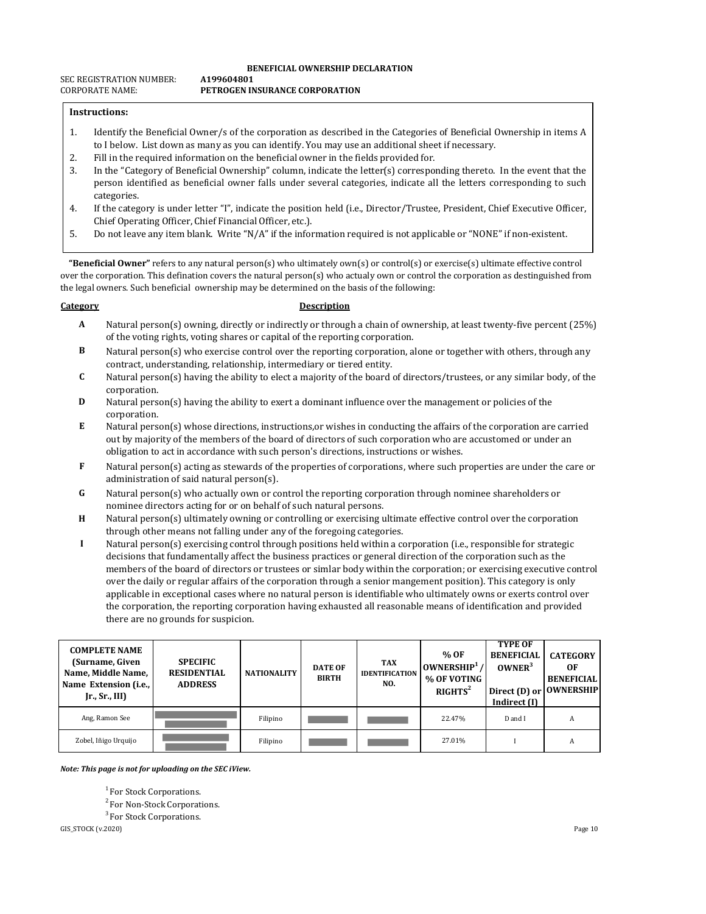**BENEFICIAL OWNERSHIP DECLARATION**

SEC REGISTRATION NUMBER: **A199604801**

CORPORATE NAME: **PETROGEN INSURANCE CORPORATION**

**Instructions:**

1. Identify the Beneficial Owner/s of the corporation as described in the Categories of Beneficial Ownership in items A to I below. List down as many as you can identify. You may use an additional sheet if necessary.
2. Fill in the required information on the beneficial owner in the fields provided for.
3. In the "Category of Beneficial Ownership" column, indicate the letter(s) corresponding thereto. In the event that the person identified as beneficial owner falls under several categories, indicate all the letters corresponding to such categories.
4. If the category is under letter "I", indicate the position held (i.e., Director/Trustee, President, Chief Executive Officer, Chief Operating Officer, Chief Financial Officer, etc.).
5. Do not leave any item blank. Write "N/A" if the information required is not applicable or "NONE" if non-existent.

**"Beneficial Owner"** refers to any natural person(s) who ultimately own(s) or control(s) or exercise(s) ultimate effective control over the corporation. This defination covers the natural person(s) who actualy own or control the corporation as destinguished from the legal owners. Such beneficial ownership may be determined on the basis of the following:

| Category | Description |
|---|---|
| **A** | Natural person(s) owning, directly or indirectly or through a chain of ownership, at least twenty-five percent (25%) of the voting rights, voting shares or capital of the reporting corporation. |
| **B** | Natural person(s) who exercise control over the reporting corporation, alone or together with others, through any contract, understanding, relationship, intermediary or tiered entity. |
| **C** | Natural person(s) having the ability to elect a majority of the board of directors/trustees, or any similar body, of the corporation. |
| **D** | Natural person(s) having the ability to exert a dominant influence over the management or policies of the corporation. |
| **E** | Natural person(s) whose directions, instructions,or wishes in conducting the affairs of the corporation are carried out by majority of the members of the board of directors of such corporation who are accustomed or under an obligation to act in accordance with such person's directions, instructions or wishes. |
| **F** | Natural person(s) acting as stewards of the properties of corporations, where such properties are under the care or administration of said natural person(s). |
| **G** | Natural person(s) who actually own or control the reporting corporation through nominee shareholders or nominee directors acting for or on behalf of such natural persons. |
| **H** | Natural person(s) ultimately owning or controlling or exercising ultimate effective control over the corporation through other means not falling under any of the foregoing categories. |
| **I** | Natural person(s) exercising control through positions held within a corporation (i.e., responsible for strategic decisions that fundamentally affect the business practices or general direction of the corporation such as the members of the board of directors or trustees or simlar body within the corporation; or exercising executive control over the daily or regular affairs of the corporation through a senior mangement position). This category is only applicable in exceptional cases where no natural person is identifiable who ultimately owns or exerts control over the corporation, the reporting corporation having exhausted all reasonable means of identification and provided there are no grounds for suspicion. |

| COMPLETE NAME (Surname, Given Name, Middle Name, Name Extension (i.e., Jr., Sr., III) | SPECIFIC RESIDENTIAL ADDRESS | NATIONALITY | DATE OF BIRTH | TAX IDENTIFICATION NO. | % OF OWNERSHIP[1] / % OF VOTING RIGHTS[2] | TYPE OF BENEFICIAL OWNER[3] Direct (D) or Indirect (I) | CATEGORY OF BENEFICIAL OWNERSHIP |
|---|---|---|---|---|---|---|---|
| Ang, Ramon See | | Filipino | | | 22.47% | D and I | A |
| Zobel, Iñigo Urquijo | | Filipino | | | 27.01% | I | A |

***Note: This page is not for uploading on the SEC iView.***

[1] For Stock Corporations.

[2] For Non-Stock Corporations.

[3] For Stock Corporations.

GIS_STOCK (v.2020)